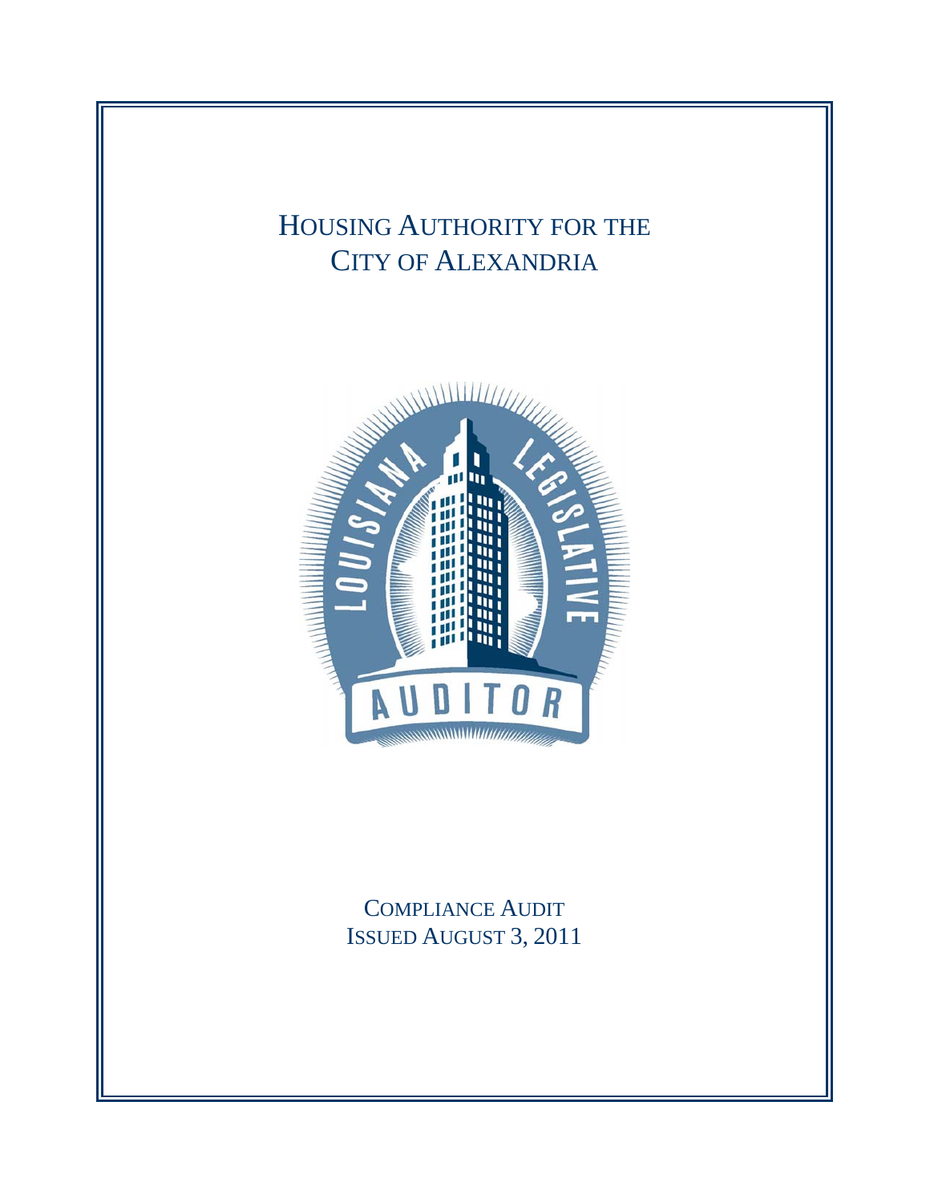# Housing Authority for the City of Alexandria

Compliance Audit
Issued August 3, 2011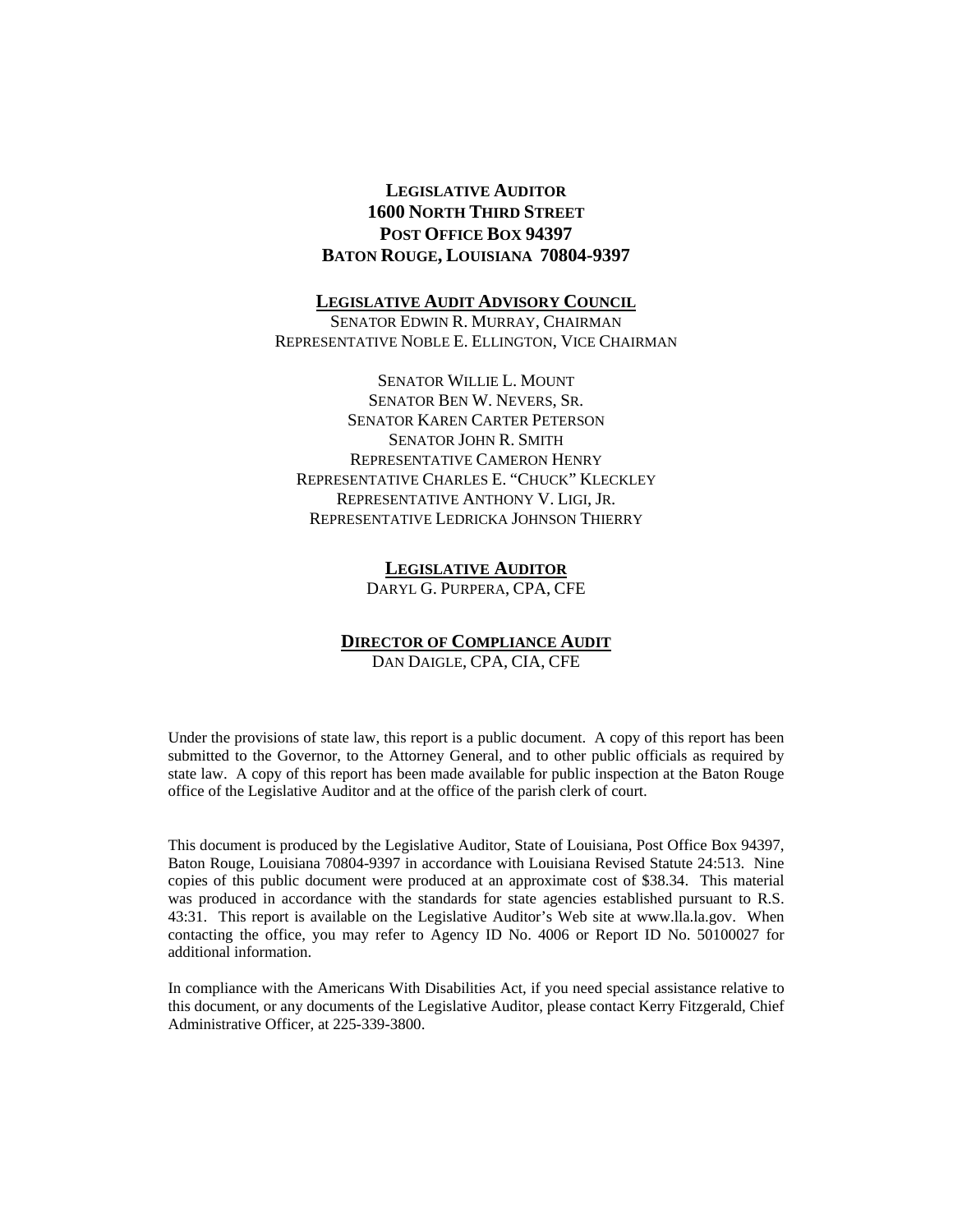**LEGISLATIVE AUDITOR**
**1600 NORTH THIRD STREET**
**POST OFFICE BOX 94397**
**BATON ROUGE, LOUISIANA 70804-9397**

**LEGISLATIVE AUDIT ADVISORY COUNCIL**

SENATOR EDWIN R. MURRAY, CHAIRMAN
REPRESENTATIVE NOBLE E. ELLINGTON, VICE CHAIRMAN

SENATOR WILLIE L. MOUNT
SENATOR BEN W. NEVERS, SR.
SENATOR KAREN CARTER PETERSON
SENATOR JOHN R. SMITH
REPRESENTATIVE CAMERON HENRY
REPRESENTATIVE CHARLES E. "CHUCK" KLECKLEY
REPRESENTATIVE ANTHONY V. LIGI, JR.
REPRESENTATIVE LEDRICKA JOHNSON THIERRY

**LEGISLATIVE AUDITOR**

DARYL G. PURPERA, CPA, CFE

**DIRECTOR OF COMPLIANCE AUDIT**

DAN DAIGLE, CPA, CIA, CFE

Under the provisions of state law, this report is a public document. A copy of this report has been submitted to the Governor, to the Attorney General, and to other public officials as required by state law. A copy of this report has been made available for public inspection at the Baton Rouge office of the Legislative Auditor and at the office of the parish clerk of court.

This document is produced by the Legislative Auditor, State of Louisiana, Post Office Box 94397, Baton Rouge, Louisiana 70804-9397 in accordance with Louisiana Revised Statute 24:513. Nine copies of this public document were produced at an approximate cost of $38.34. This material was produced in accordance with the standards for state agencies established pursuant to R.S. 43:31. This report is available on the Legislative Auditor's Web site at www.lla.la.gov. When contacting the office, you may refer to Agency ID No. 4006 or Report ID No. 50100027 for additional information.

In compliance with the Americans With Disabilities Act, if you need special assistance relative to this document, or any documents of the Legislative Auditor, please contact Kerry Fitzgerald, Chief Administrative Officer, at 225-339-3800.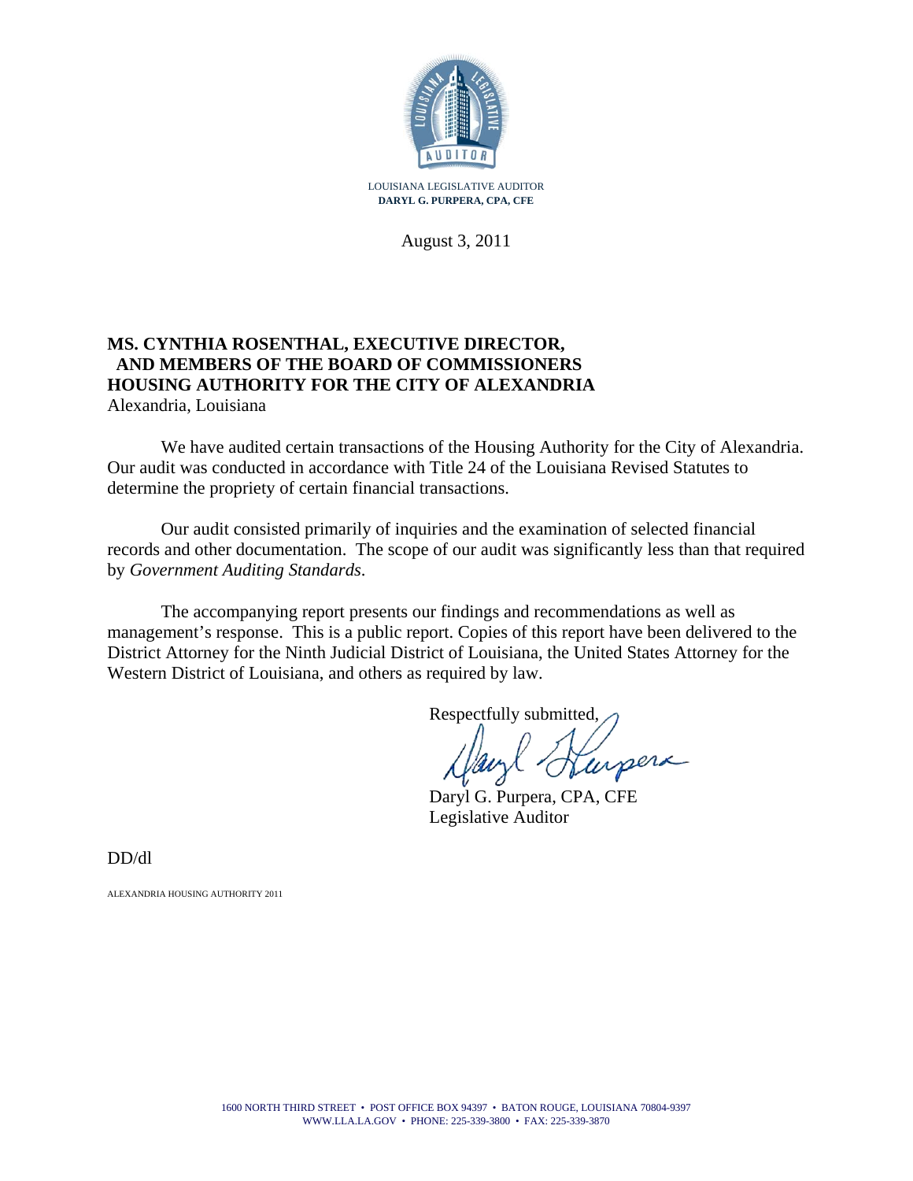LOUISIANA LEGISLATIVE AUDITOR
**DARYL G. PURPERA, CPA, CFE**

August 3, 2011

**MS. CYNTHIA ROSENTHAL, EXECUTIVE DIRECTOR,**
**AND MEMBERS OF THE BOARD OF COMMISSIONERS**
**HOUSING AUTHORITY FOR THE CITY OF ALEXANDRIA**
Alexandria, Louisiana

We have audited certain transactions of the Housing Authority for the City of Alexandria. Our audit was conducted in accordance with Title 24 of the Louisiana Revised Statutes to determine the propriety of certain financial transactions.

Our audit consisted primarily of inquiries and the examination of selected financial records and other documentation. The scope of our audit was significantly less than that required by *Government Auditing Standards*.

The accompanying report presents our findings and recommendations as well as management's response. This is a public report. Copies of this report have been delivered to the District Attorney for the Ninth Judicial District of Louisiana, the United States Attorney for the Western District of Louisiana, and others as required by law.

Respectfully submitted,

Daryl G. Purpera, CPA, CFE
Legislative Auditor

DD/dl

ALEXANDRIA HOUSING AUTHORITY 2011

1600 NORTH THIRD STREET • POST OFFICE BOX 94397 • BATON ROUGE, LOUISIANA 70804-9397
WWW.LLA.LA.GOV • PHONE: 225-339-3800 • FAX: 225-339-3870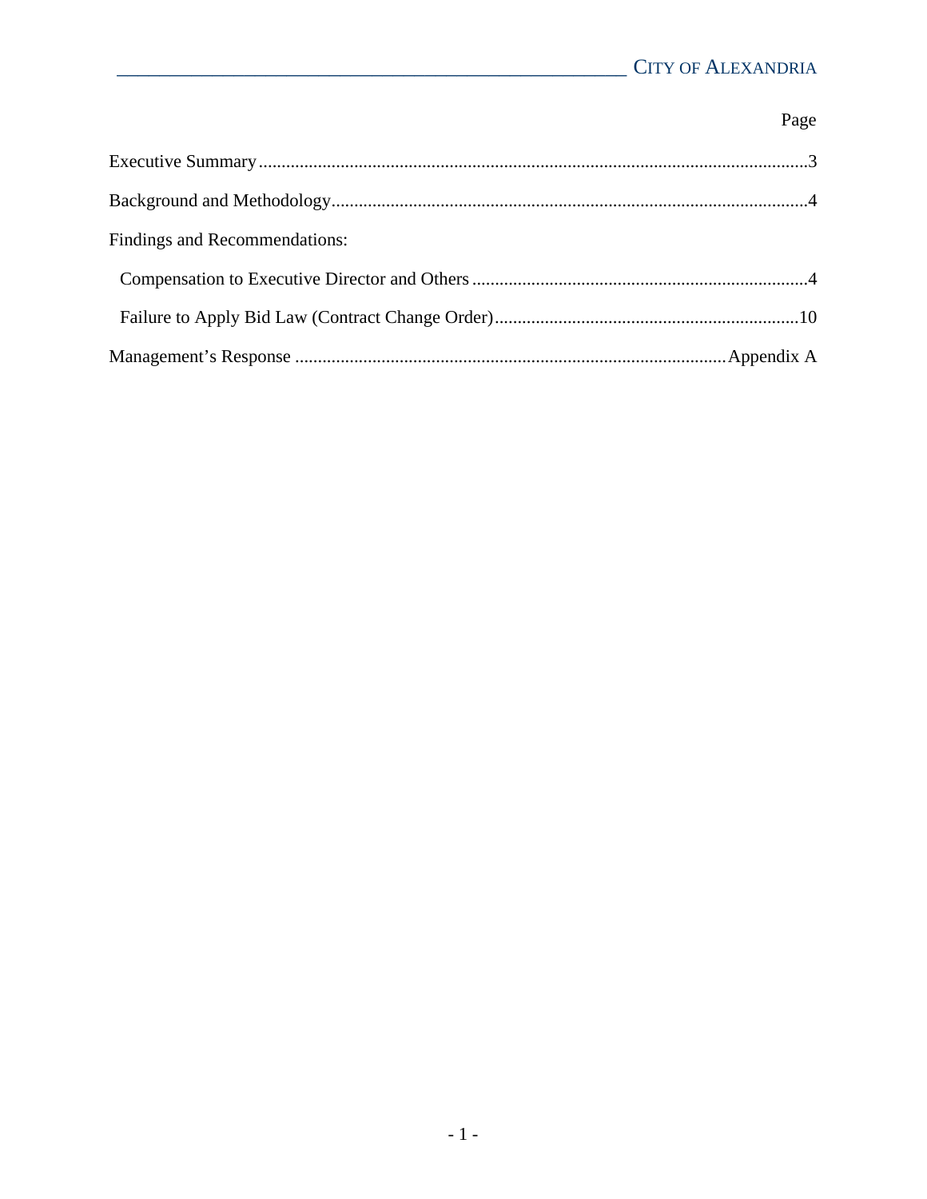| | Page |
|---|---|
| Executive Summary | 3 |
| Background and Methodology | 4 |
| Findings and Recommendations: | |
| Compensation to Executive Director and Others | 4 |
| Failure to Apply Bid Law (Contract Change Order) | 10 |
| Management's Response | Appendix A |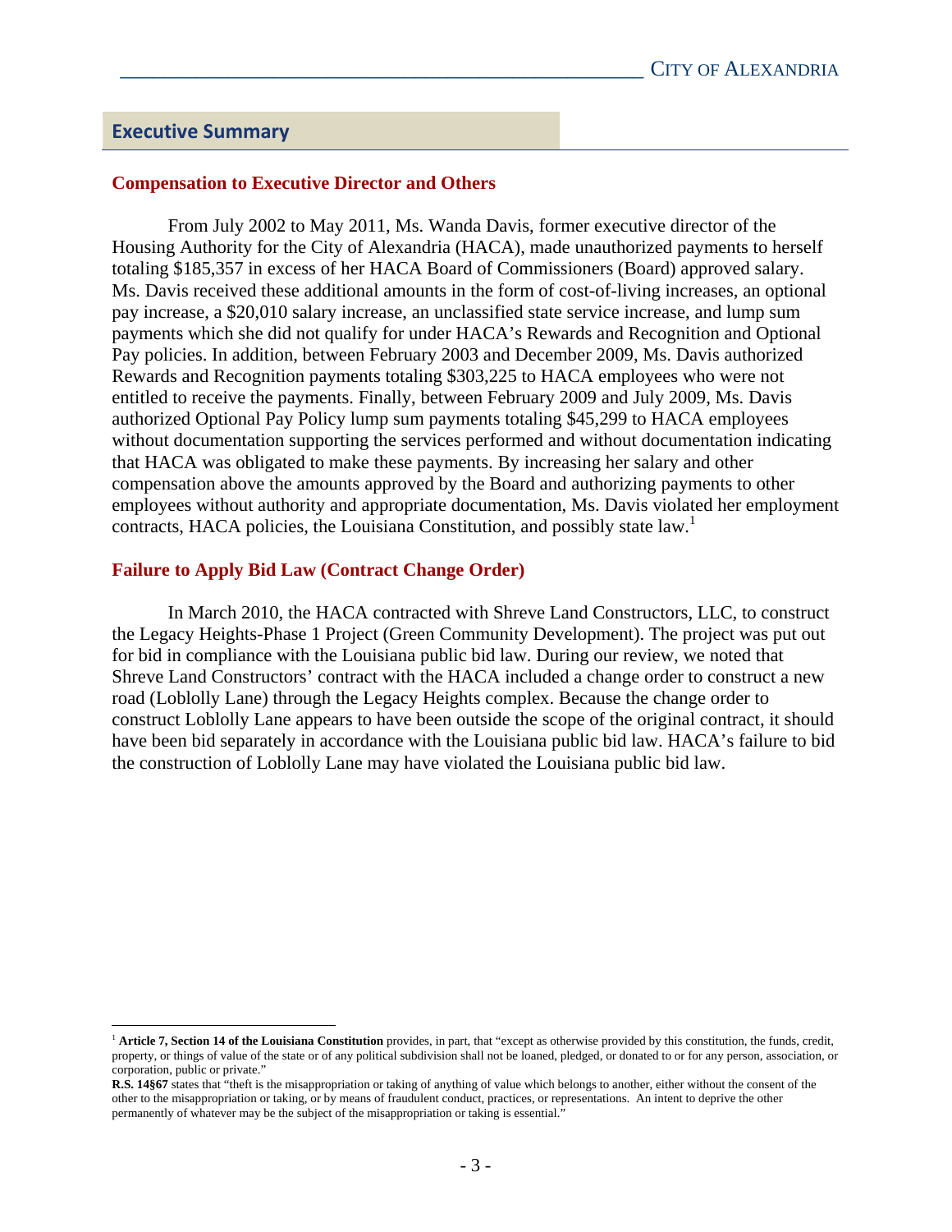## Executive Summary

### Compensation to Executive Director and Others

From July 2002 to May 2011, Ms. Wanda Davis, former executive director of the Housing Authority for the City of Alexandria (HACA), made unauthorized payments to herself totaling $185,357 in excess of her HACA Board of Commissioners (Board) approved salary. Ms. Davis received these additional amounts in the form of cost-of-living increases, an optional pay increase, a $20,010 salary increase, an unclassified state service increase, and lump sum payments which she did not qualify for under HACA's Rewards and Recognition and Optional Pay policies. In addition, between February 2003 and December 2009, Ms. Davis authorized Rewards and Recognition payments totaling $303,225 to HACA employees who were not entitled to receive the payments. Finally, between February 2009 and July 2009, Ms. Davis authorized Optional Pay Policy lump sum payments totaling $45,299 to HACA employees without documentation supporting the services performed and without documentation indicating that HACA was obligated to make these payments. By increasing her salary and other compensation above the amounts approved by the Board and authorizing payments to other employees without authority and appropriate documentation, Ms. Davis violated her employment contracts, HACA policies, the Louisiana Constitution, and possibly state law.[1]

### Failure to Apply Bid Law (Contract Change Order)

In March 2010, the HACA contracted with Shreve Land Constructors, LLC, to construct the Legacy Heights-Phase 1 Project (Green Community Development). The project was put out for bid in compliance with the Louisiana public bid law. During our review, we noted that Shreve Land Constructors' contract with the HACA included a change order to construct a new road (Loblolly Lane) through the Legacy Heights complex. Because the change order to construct Loblolly Lane appears to have been outside the scope of the original contract, it should have been bid separately in accordance with the Louisiana public bid law. HACA's failure to bid the construction of Loblolly Lane may have violated the Louisiana public bid law.

---

[1] **Article 7, Section 14 of the Louisiana Constitution** provides, in part, that "except as otherwise provided by this constitution, the funds, credit, property, or things of value of the state or of any political subdivision shall not be loaned, pledged, or donated to or for any person, association, or corporation, public or private."

**R.S. 14§67** states that "theft is the misappropriation or taking of anything of value which belongs to another, either without the consent of the other to the misappropriation or taking, or by means of fraudulent conduct, practices, or representations. An intent to deprive the other permanently of whatever may be the subject of the misappropriation or taking is essential."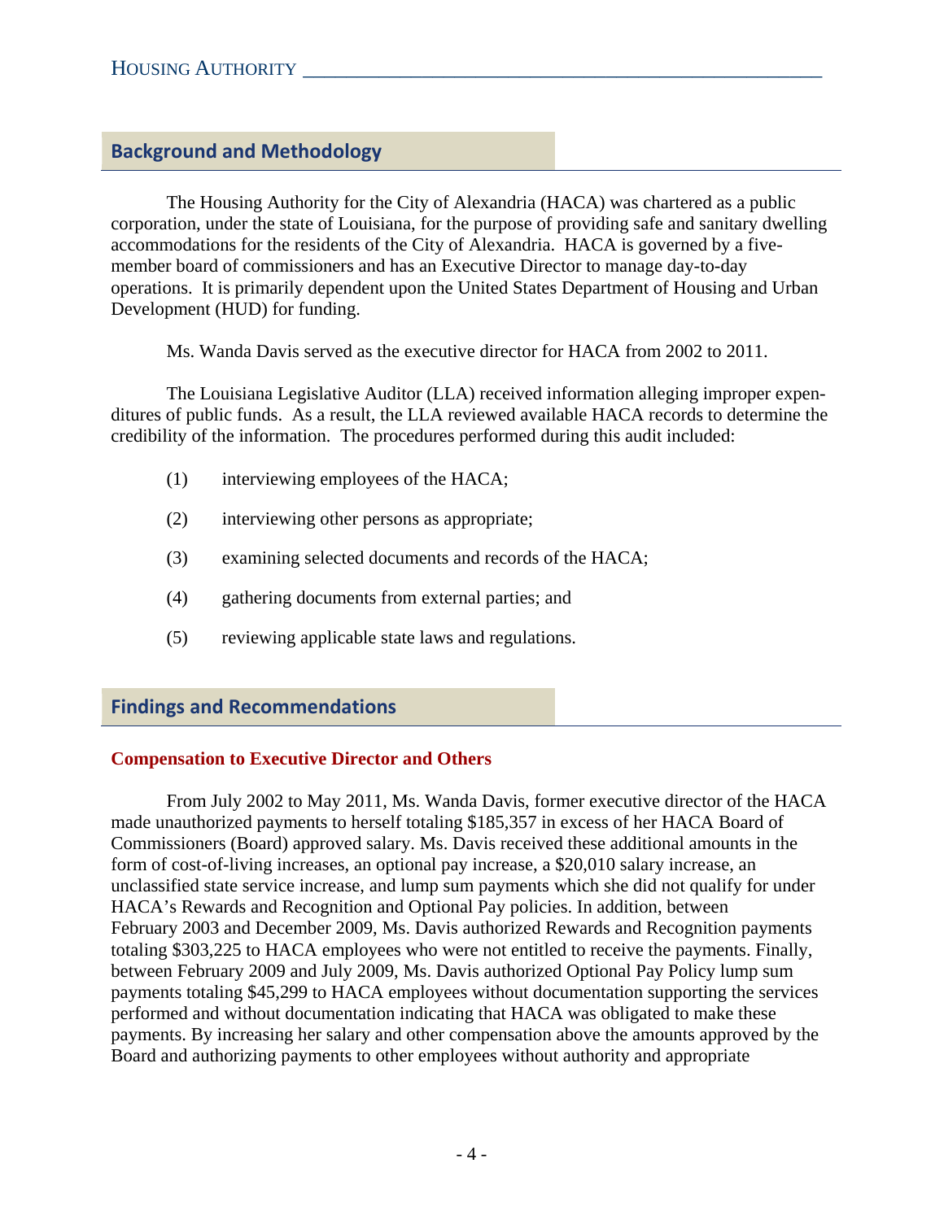## Background and Methodology

The Housing Authority for the City of Alexandria (HACA) was chartered as a public corporation, under the state of Louisiana, for the purpose of providing safe and sanitary dwelling accommodations for the residents of the City of Alexandria. HACA is governed by a five-member board of commissioners and has an Executive Director to manage day-to-day operations. It is primarily dependent upon the United States Department of Housing and Urban Development (HUD) for funding.

Ms. Wanda Davis served as the executive director for HACA from 2002 to 2011.

The Louisiana Legislative Auditor (LLA) received information alleging improper expenditures of public funds. As a result, the LLA reviewed available HACA records to determine the credibility of the information. The procedures performed during this audit included:

(1) interviewing employees of the HACA;

(2) interviewing other persons as appropriate;

(3) examining selected documents and records of the HACA;

(4) gathering documents from external parties; and

(5) reviewing applicable state laws and regulations.

## Findings and Recommendations

### Compensation to Executive Director and Others

From July 2002 to May 2011, Ms. Wanda Davis, former executive director of the HACA made unauthorized payments to herself totaling $185,357 in excess of her HACA Board of Commissioners (Board) approved salary. Ms. Davis received these additional amounts in the form of cost-of-living increases, an optional pay increase, a $20,010 salary increase, an unclassified state service increase, and lump sum payments which she did not qualify for under HACA's Rewards and Recognition and Optional Pay policies. In addition, between February 2003 and December 2009, Ms. Davis authorized Rewards and Recognition payments totaling $303,225 to HACA employees who were not entitled to receive the payments. Finally, between February 2009 and July 2009, Ms. Davis authorized Optional Pay Policy lump sum payments totaling $45,299 to HACA employees without documentation supporting the services performed and without documentation indicating that HACA was obligated to make these payments. By increasing her salary and other compensation above the amounts approved by the Board and authorizing payments to other employees without authority and appropriate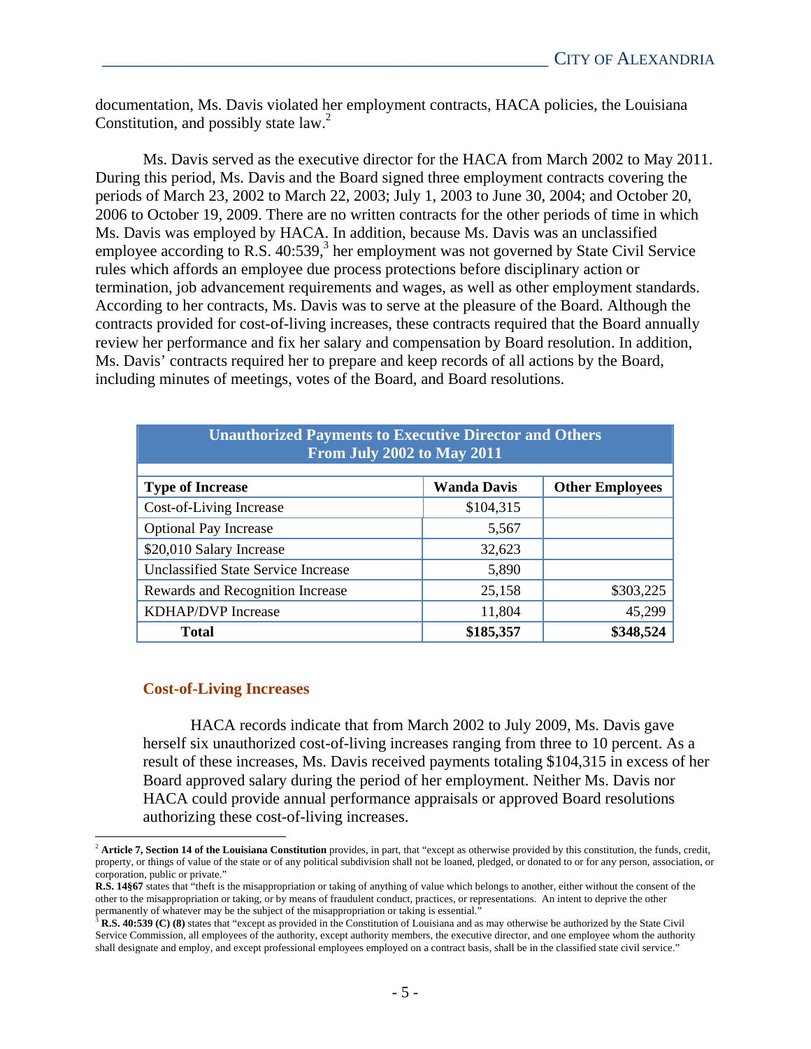documentation, Ms. Davis violated her employment contracts, HACA policies, the Louisiana Constitution, and possibly state law.[2]

Ms. Davis served as the executive director for the HACA from March 2002 to May 2011. During this period, Ms. Davis and the Board signed three employment contracts covering the periods of March 23, 2002 to March 22, 2003; July 1, 2003 to June 30, 2004; and October 20, 2006 to October 19, 2009. There are no written contracts for the other periods of time in which Ms. Davis was employed by HACA. In addition, because Ms. Davis was an unclassified employee according to R.S. 40:539,[3] her employment was not governed by State Civil Service rules which affords an employee due process protections before disciplinary action or termination, job advancement requirements and wages, as well as other employment standards. According to her contracts, Ms. Davis was to serve at the pleasure of the Board. Although the contracts provided for cost-of-living increases, these contracts required that the Board annually review her performance and fix her salary and compensation by Board resolution. In addition, Ms. Davis' contracts required her to prepare and keep records of all actions by the Board, including minutes of meetings, votes of the Board, and Board resolutions.

**Unauthorized Payments to Executive Director and Others From July 2002 to May 2011**

| Type of Increase | Wanda Davis | Other Employees |
|---|---|---|
| Cost-of-Living Increase | $104,315 | |
| Optional Pay Increase | 5,567 | |
| $20,010 Salary Increase | 32,623 | |
| Unclassified State Service Increase | 5,890 | |
| Rewards and Recognition Increase | 25,158 | $303,225 |
| KDHAP/DVP Increase | 11,804 | 45,299 |
| **Total** | **$185,357** | **$348,524** |

### Cost-of-Living Increases

HACA records indicate that from March 2002 to July 2009, Ms. Davis gave herself six unauthorized cost-of-living increases ranging from three to 10 percent. As a result of these increases, Ms. Davis received payments totaling $104,315 in excess of her Board approved salary during the period of her employment. Neither Ms. Davis nor HACA could provide annual performance appraisals or approved Board resolutions authorizing these cost-of-living increases.

---

[2] **Article 7, Section 14 of the Louisiana Constitution** provides, in part, that "except as otherwise provided by this constitution, the funds, credit, property, or things of value of the state or of any political subdivision shall not be loaned, pledged, or donated to or for any person, association, or corporation, public or private."

**R.S. 14§67** states that "theft is the misappropriation or taking of anything of value which belongs to another, either without the consent of the other to the misappropriation or taking, or by means of fraudulent conduct, practices, or representations. An intent to deprive the other permanently of whatever may be the subject of the misappropriation or taking is essential."

[3] **R.S. 40:539 (C) (8)** states that "except as provided in the Constitution of Louisiana and as may otherwise be authorized by the State Civil Service Commission, all employees of the authority, except authority members, the executive director, and one employee whom the authority shall designate and employ, and except professional employees employed on a contract basis, shall be in the classified state civil service."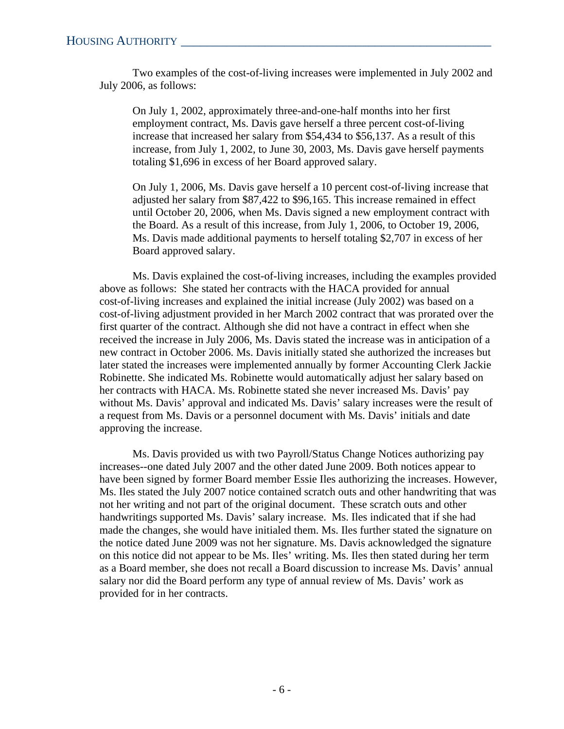Two examples of the cost-of-living increases were implemented in July 2002 and July 2006, as follows:

> On July 1, 2002, approximately three-and-one-half months into her first employment contract, Ms. Davis gave herself a three percent cost-of-living increase that increased her salary from $54,434 to $56,137. As a result of this increase, from July 1, 2002, to June 30, 2003, Ms. Davis gave herself payments totaling $1,696 in excess of her Board approved salary.
>
> On July 1, 2006, Ms. Davis gave herself a 10 percent cost-of-living increase that adjusted her salary from $87,422 to $96,165. This increase remained in effect until October 20, 2006, when Ms. Davis signed a new employment contract with the Board. As a result of this increase, from July 1, 2006, to October 19, 2006, Ms. Davis made additional payments to herself totaling $2,707 in excess of her Board approved salary.

Ms. Davis explained the cost-of-living increases, including the examples provided above as follows: She stated her contracts with the HACA provided for annual cost-of-living increases and explained the initial increase (July 2002) was based on a cost-of-living adjustment provided in her March 2002 contract that was prorated over the first quarter of the contract. Although she did not have a contract in effect when she received the increase in July 2006, Ms. Davis stated the increase was in anticipation of a new contract in October 2006. Ms. Davis initially stated she authorized the increases but later stated the increases were implemented annually by former Accounting Clerk Jackie Robinette. She indicated Ms. Robinette would automatically adjust her salary based on her contracts with HACA. Ms. Robinette stated she never increased Ms. Davis' pay without Ms. Davis' approval and indicated Ms. Davis' salary increases were the result of a request from Ms. Davis or a personnel document with Ms. Davis' initials and date approving the increase.

Ms. Davis provided us with two Payroll/Status Change Notices authorizing pay increases--one dated July 2007 and the other dated June 2009. Both notices appear to have been signed by former Board member Essie Iles authorizing the increases. However, Ms. Iles stated the July 2007 notice contained scratch outs and other handwriting that was not her writing and not part of the original document. These scratch outs and other handwritings supported Ms. Davis' salary increase. Ms. Iles indicated that if she had made the changes, she would have initialed them. Ms. Iles further stated the signature on the notice dated June 2009 was not her signature. Ms. Davis acknowledged the signature on this notice did not appear to be Ms. Iles' writing. Ms. Iles then stated during her term as a Board member, she does not recall a Board discussion to increase Ms. Davis' annual salary nor did the Board perform any type of annual review of Ms. Davis' work as provided for in her contracts.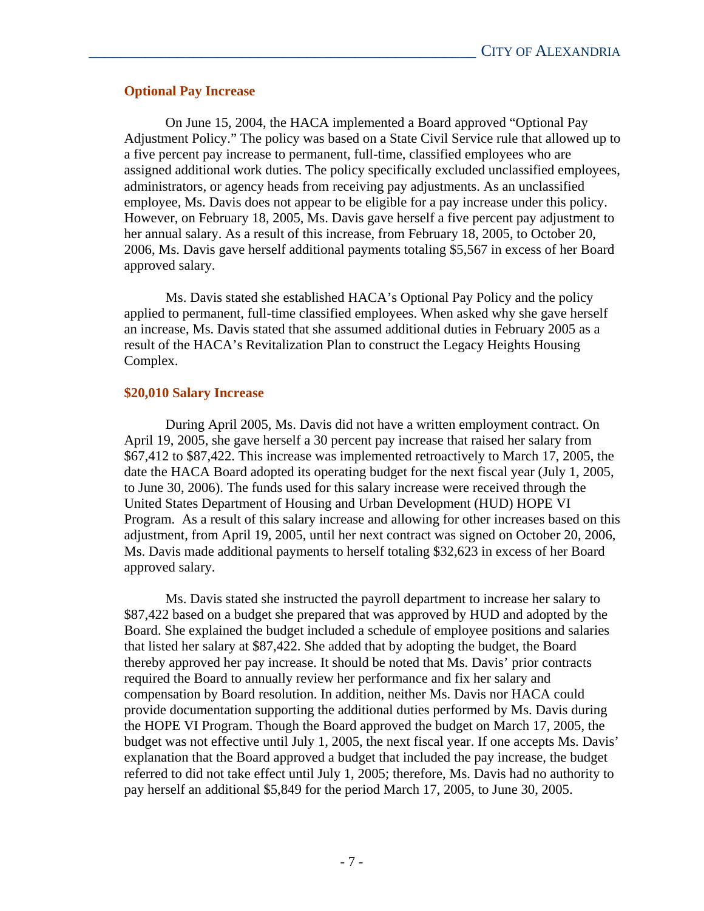### Optional Pay Increase

On June 15, 2004, the HACA implemented a Board approved "Optional Pay Adjustment Policy." The policy was based on a State Civil Service rule that allowed up to a five percent pay increase to permanent, full-time, classified employees who are assigned additional work duties. The policy specifically excluded unclassified employees, administrators, or agency heads from receiving pay adjustments. As an unclassified employee, Ms. Davis does not appear to be eligible for a pay increase under this policy. However, on February 18, 2005, Ms. Davis gave herself a five percent pay adjustment to her annual salary. As a result of this increase, from February 18, 2005, to October 20, 2006, Ms. Davis gave herself additional payments totaling $5,567 in excess of her Board approved salary.

Ms. Davis stated she established HACA's Optional Pay Policy and the policy applied to permanent, full-time classified employees. When asked why she gave herself an increase, Ms. Davis stated that she assumed additional duties in February 2005 as a result of the HACA's Revitalization Plan to construct the Legacy Heights Housing Complex.

### $20,010 Salary Increase

During April 2005, Ms. Davis did not have a written employment contract. On April 19, 2005, she gave herself a 30 percent pay increase that raised her salary from $67,412 to $87,422. This increase was implemented retroactively to March 17, 2005, the date the HACA Board adopted its operating budget for the next fiscal year (July 1, 2005, to June 30, 2006). The funds used for this salary increase were received through the United States Department of Housing and Urban Development (HUD) HOPE VI Program. As a result of this salary increase and allowing for other increases based on this adjustment, from April 19, 2005, until her next contract was signed on October 20, 2006, Ms. Davis made additional payments to herself totaling $32,623 in excess of her Board approved salary.

Ms. Davis stated she instructed the payroll department to increase her salary to $87,422 based on a budget she prepared that was approved by HUD and adopted by the Board. She explained the budget included a schedule of employee positions and salaries that listed her salary at $87,422. She added that by adopting the budget, the Board thereby approved her pay increase. It should be noted that Ms. Davis' prior contracts required the Board to annually review her performance and fix her salary and compensation by Board resolution. In addition, neither Ms. Davis nor HACA could provide documentation supporting the additional duties performed by Ms. Davis during the HOPE VI Program. Though the Board approved the budget on March 17, 2005, the budget was not effective until July 1, 2005, the next fiscal year. If one accepts Ms. Davis' explanation that the Board approved a budget that included the pay increase, the budget referred to did not take effect until July 1, 2005; therefore, Ms. Davis had no authority to pay herself an additional $5,849 for the period March 17, 2005, to June 30, 2005.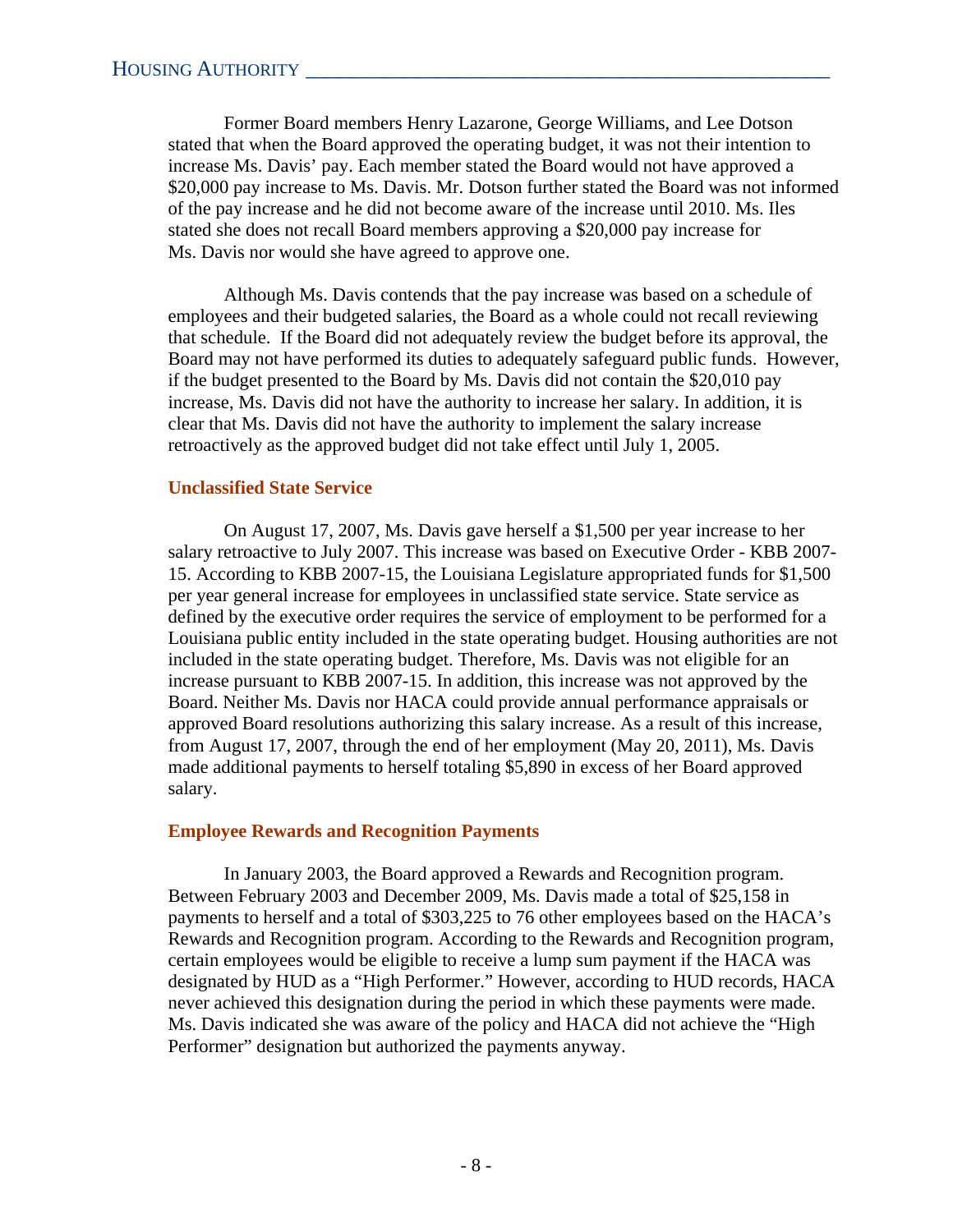Former Board members Henry Lazarone, George Williams, and Lee Dotson stated that when the Board approved the operating budget, it was not their intention to increase Ms. Davis' pay. Each member stated the Board would not have approved a $20,000 pay increase to Ms. Davis. Mr. Dotson further stated the Board was not informed of the pay increase and he did not become aware of the increase until 2010. Ms. Iles stated she does not recall Board members approving a $20,000 pay increase for Ms. Davis nor would she have agreed to approve one.

Although Ms. Davis contends that the pay increase was based on a schedule of employees and their budgeted salaries, the Board as a whole could not recall reviewing that schedule. If the Board did not adequately review the budget before its approval, the Board may not have performed its duties to adequately safeguard public funds. However, if the budget presented to the Board by Ms. Davis did not contain the $20,010 pay increase, Ms. Davis did not have the authority to increase her salary. In addition, it is clear that Ms. Davis did not have the authority to implement the salary increase retroactively as the approved budget did not take effect until July 1, 2005.

### Unclassified State Service

On August 17, 2007, Ms. Davis gave herself a $1,500 per year increase to her salary retroactive to July 2007. This increase was based on Executive Order - KBB 2007-15. According to KBB 2007-15, the Louisiana Legislature appropriated funds for $1,500 per year general increase for employees in unclassified state service. State service as defined by the executive order requires the service of employment to be performed for a Louisiana public entity included in the state operating budget. Housing authorities are not included in the state operating budget. Therefore, Ms. Davis was not eligible for an increase pursuant to KBB 2007-15. In addition, this increase was not approved by the Board. Neither Ms. Davis nor HACA could provide annual performance appraisals or approved Board resolutions authorizing this salary increase. As a result of this increase, from August 17, 2007, through the end of her employment (May 20, 2011), Ms. Davis made additional payments to herself totaling $5,890 in excess of her Board approved salary.

### Employee Rewards and Recognition Payments

In January 2003, the Board approved a Rewards and Recognition program. Between February 2003 and December 2009, Ms. Davis made a total of $25,158 in payments to herself and a total of $303,225 to 76 other employees based on the HACA's Rewards and Recognition program. According to the Rewards and Recognition program, certain employees would be eligible to receive a lump sum payment if the HACA was designated by HUD as a "High Performer." However, according to HUD records, HACA never achieved this designation during the period in which these payments were made. Ms. Davis indicated she was aware of the policy and HACA did not achieve the "High Performer" designation but authorized the payments anyway.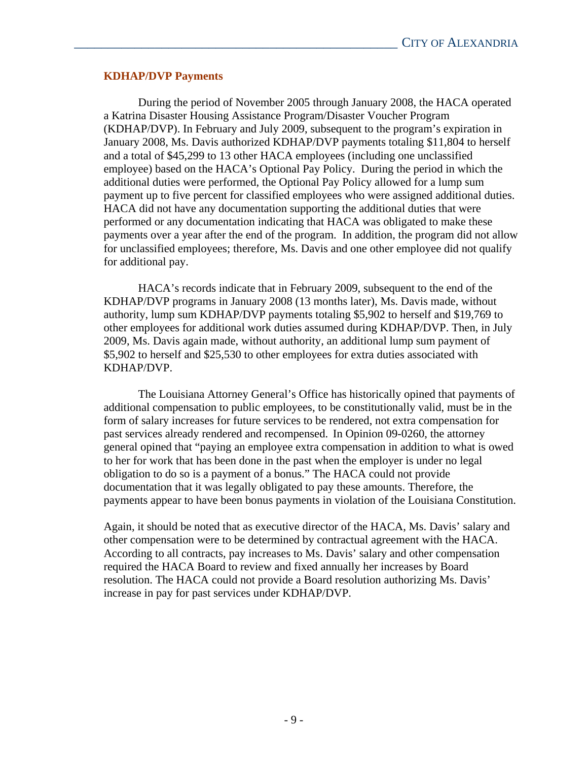### KDHAP/DVP Payments

During the period of November 2005 through January 2008, the HACA operated a Katrina Disaster Housing Assistance Program/Disaster Voucher Program (KDHAP/DVP). In February and July 2009, subsequent to the program's expiration in January 2008, Ms. Davis authorized KDHAP/DVP payments totaling $11,804 to herself and a total of $45,299 to 13 other HACA employees (including one unclassified employee) based on the HACA's Optional Pay Policy. During the period in which the additional duties were performed, the Optional Pay Policy allowed for a lump sum payment up to five percent for classified employees who were assigned additional duties. HACA did not have any documentation supporting the additional duties that were performed or any documentation indicating that HACA was obligated to make these payments over a year after the end of the program. In addition, the program did not allow for unclassified employees; therefore, Ms. Davis and one other employee did not qualify for additional pay.

HACA's records indicate that in February 2009, subsequent to the end of the KDHAP/DVP programs in January 2008 (13 months later), Ms. Davis made, without authority, lump sum KDHAP/DVP payments totaling $5,902 to herself and $19,769 to other employees for additional work duties assumed during KDHAP/DVP. Then, in July 2009, Ms. Davis again made, without authority, an additional lump sum payment of $5,902 to herself and $25,530 to other employees for extra duties associated with KDHAP/DVP.

The Louisiana Attorney General's Office has historically opined that payments of additional compensation to public employees, to be constitutionally valid, must be in the form of salary increases for future services to be rendered, not extra compensation for past services already rendered and recompensed. In Opinion 09-0260, the attorney general opined that "paying an employee extra compensation in addition to what is owed to her for work that has been done in the past when the employer is under no legal obligation to do so is a payment of a bonus." The HACA could not provide documentation that it was legally obligated to pay these amounts. Therefore, the payments appear to have been bonus payments in violation of the Louisiana Constitution.

Again, it should be noted that as executive director of the HACA, Ms. Davis' salary and other compensation were to be determined by contractual agreement with the HACA. According to all contracts, pay increases to Ms. Davis' salary and other compensation required the HACA Board to review and fixed annually her increases by Board resolution. The HACA could not provide a Board resolution authorizing Ms. Davis' increase in pay for past services under KDHAP/DVP.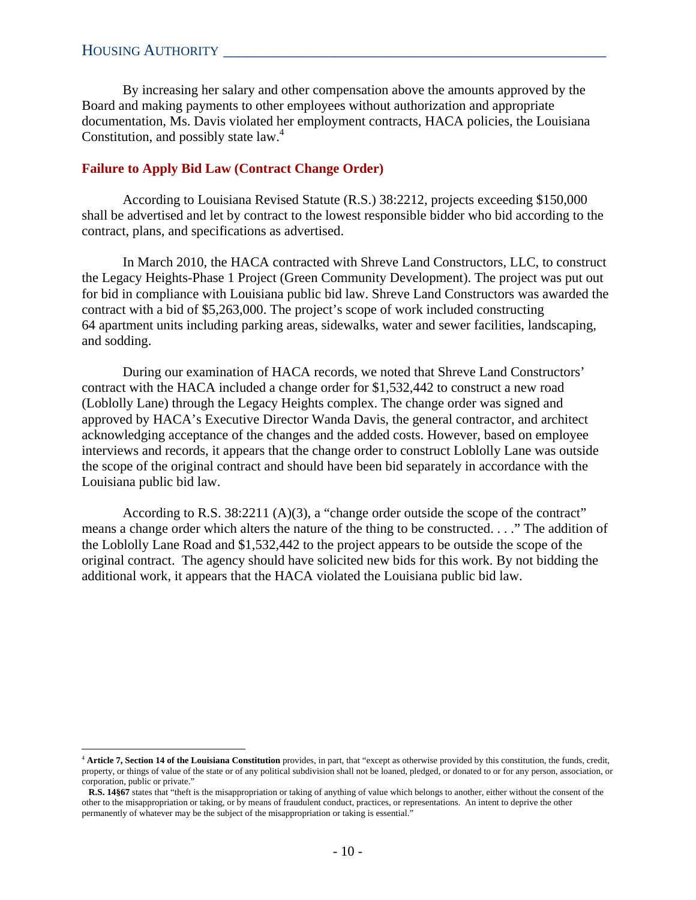By increasing her salary and other compensation above the amounts approved by the Board and making payments to other employees without authorization and appropriate documentation, Ms. Davis violated her employment contracts, HACA policies, the Louisiana Constitution, and possibly state law.[4]

### Failure to Apply Bid Law (Contract Change Order)

According to Louisiana Revised Statute (R.S.) 38:2212, projects exceeding $150,000 shall be advertised and let by contract to the lowest responsible bidder who bid according to the contract, plans, and specifications as advertised.

In March 2010, the HACA contracted with Shreve Land Constructors, LLC, to construct the Legacy Heights-Phase 1 Project (Green Community Development). The project was put out for bid in compliance with Louisiana public bid law. Shreve Land Constructors was awarded the contract with a bid of $5,263,000. The project's scope of work included constructing 64 apartment units including parking areas, sidewalks, water and sewer facilities, landscaping, and sodding.

During our examination of HACA records, we noted that Shreve Land Constructors' contract with the HACA included a change order for $1,532,442 to construct a new road (Loblolly Lane) through the Legacy Heights complex. The change order was signed and approved by HACA's Executive Director Wanda Davis, the general contractor, and architect acknowledging acceptance of the changes and the added costs. However, based on employee interviews and records, it appears that the change order to construct Loblolly Lane was outside the scope of the original contract and should have been bid separately in accordance with the Louisiana public bid law.

According to R.S. 38:2211 (A)(3), a "change order outside the scope of the contract" means a change order which alters the nature of the thing to be constructed. . . ." The addition of the Loblolly Lane Road and $1,532,442 to the project appears to be outside the scope of the original contract. The agency should have solicited new bids for this work. By not bidding the additional work, it appears that the HACA violated the Louisiana public bid law.

---

[4] **Article 7, Section 14 of the Louisiana Constitution** provides, in part, that "except as otherwise provided by this constitution, the funds, credit, property, or things of value of the state or of any political subdivision shall not be loaned, pledged, or donated to or for any person, association, or corporation, public or private."

**R.S. 14§67** states that "theft is the misappropriation or taking of anything of value which belongs to another, either without the consent of the other to the misappropriation or taking, or by means of fraudulent conduct, practices, or representations. An intent to deprive the other permanently of whatever may be the subject of the misappropriation or taking is essential."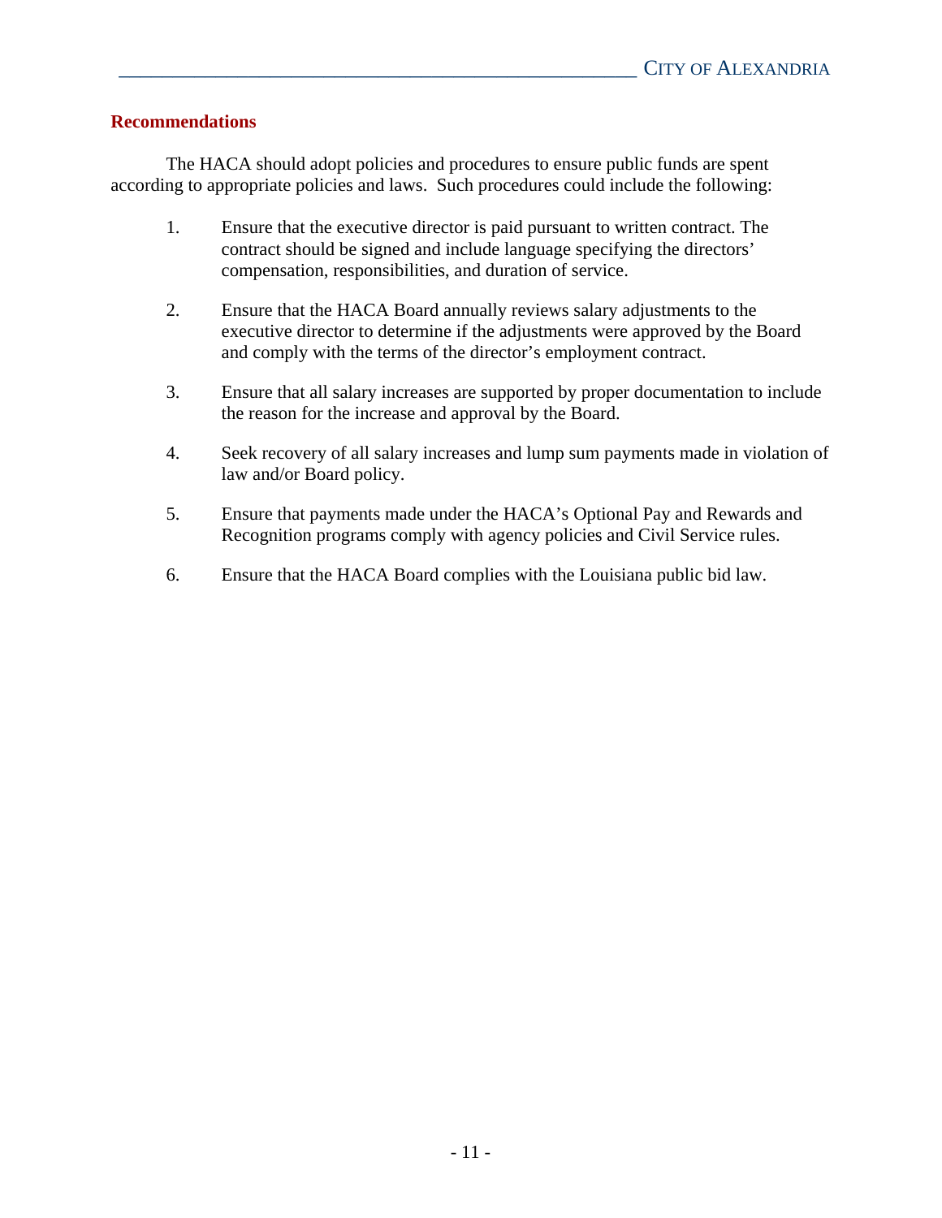## Recommendations

The HACA should adopt policies and procedures to ensure public funds are spent according to appropriate policies and laws. Such procedures could include the following:

1. Ensure that the executive director is paid pursuant to written contract. The contract should be signed and include language specifying the directors' compensation, responsibilities, and duration of service.

2. Ensure that the HACA Board annually reviews salary adjustments to the executive director to determine if the adjustments were approved by the Board and comply with the terms of the director's employment contract.

3. Ensure that all salary increases are supported by proper documentation to include the reason for the increase and approval by the Board.

4. Seek recovery of all salary increases and lump sum payments made in violation of law and/or Board policy.

5. Ensure that payments made under the HACA's Optional Pay and Rewards and Recognition programs comply with agency policies and Civil Service rules.

6. Ensure that the HACA Board complies with the Louisiana public bid law.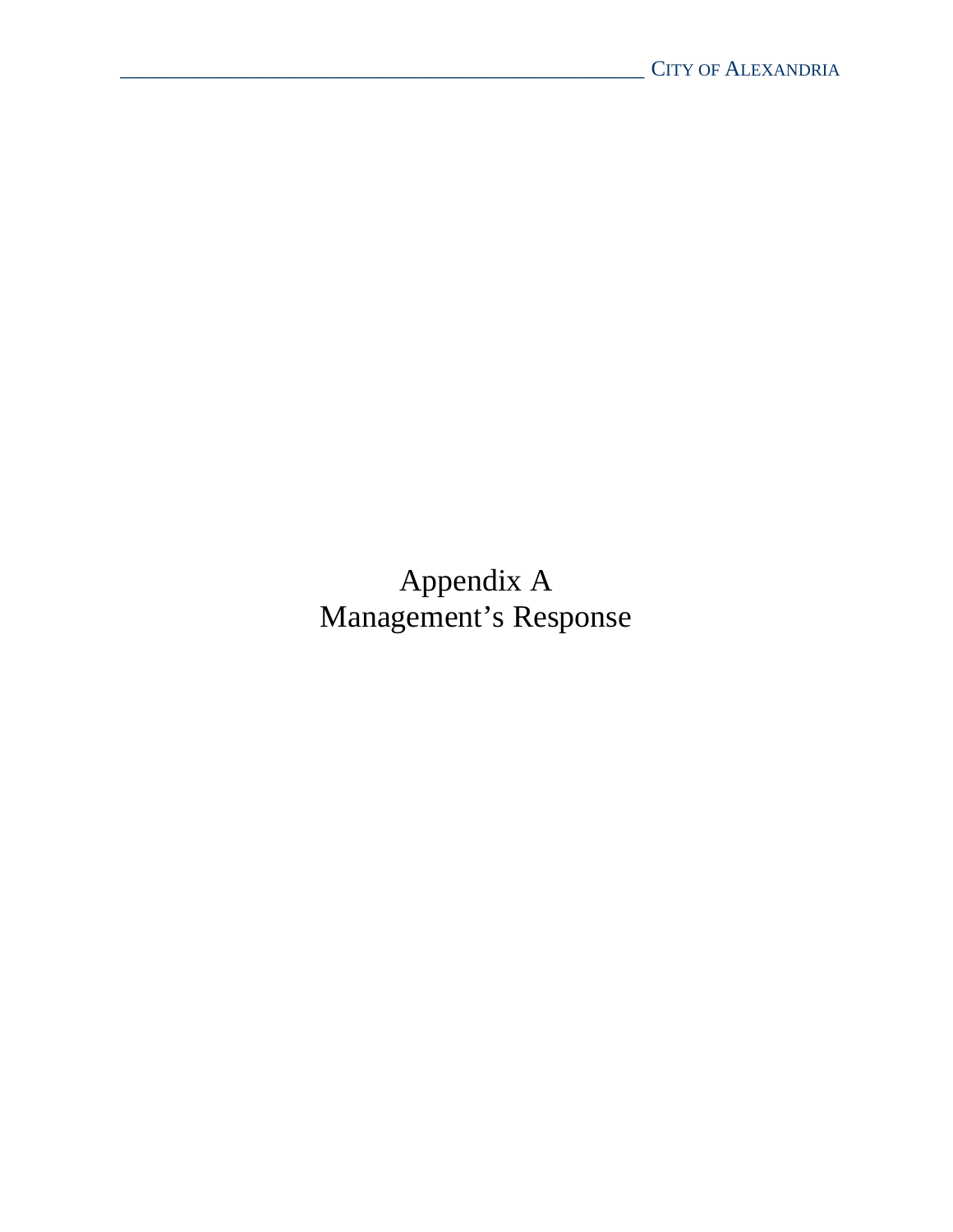# Appendix A
# Management's Response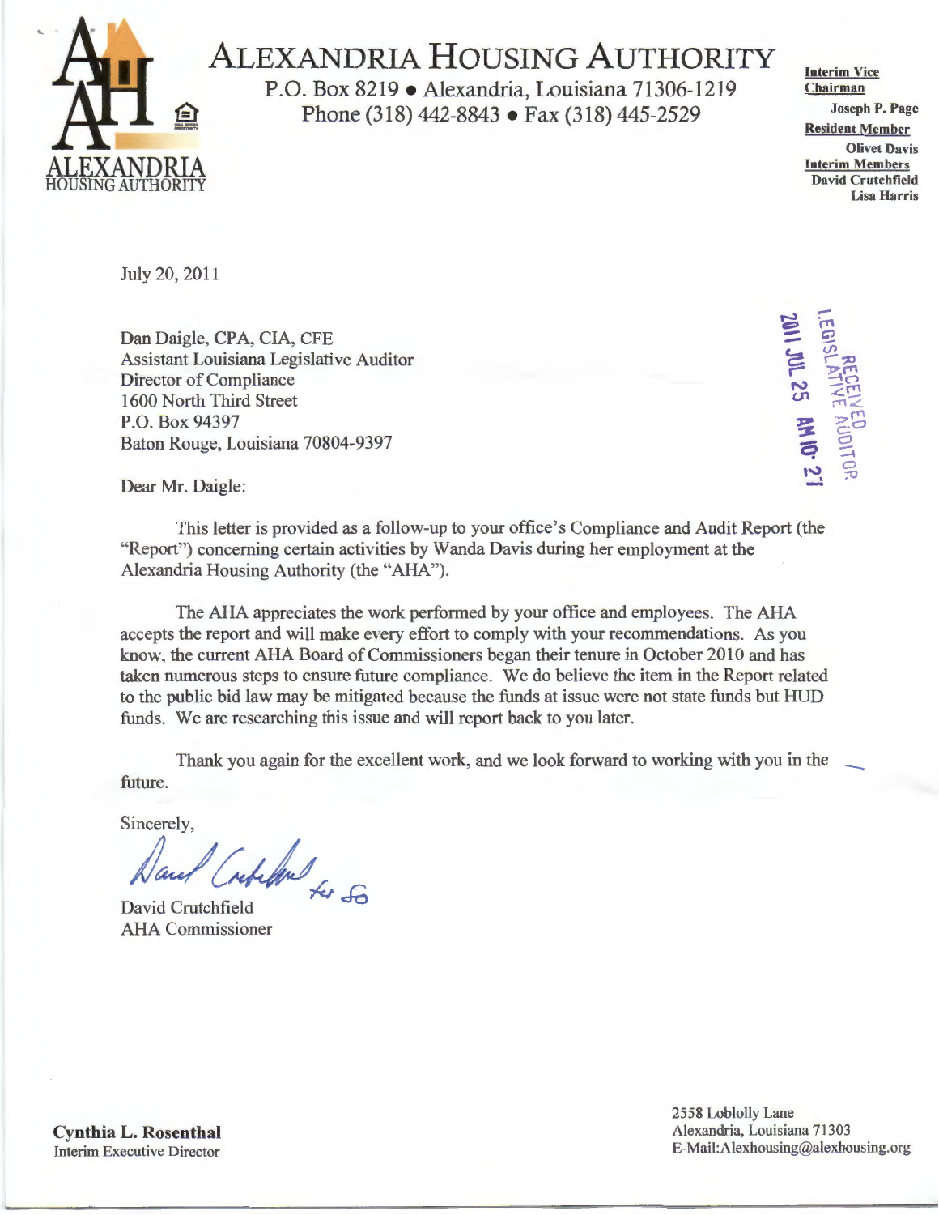# ALEXANDRIA HOUSING AUTHORITY

P.O. Box 8219 • Alexandria, Louisiana 71306-1219
Phone (318) 442-8843 • Fax (318) 445-2529

**Interim Vice Chairman**
Joseph P. Page
**Resident Member**
Olivet Davis
**Interim Members**
David Crutchfield
Lisa Harris

July 20, 2011

RECEIVED
LEGISLATIVE AUDITOR
2011 JUL 25 AM 10: 27

Dan Daigle, CPA, CIA, CFE
Assistant Louisiana Legislative Auditor
Director of Compliance
1600 North Third Street
P.O. Box 94397
Baton Rouge, Louisiana 70804-9397

Dear Mr. Daigle:

This letter is provided as a follow-up to your office's Compliance and Audit Report (the "Report") concerning certain activities by Wanda Davis during her employment at the Alexandria Housing Authority (the "AHA").

The AHA appreciates the work performed by your office and employees. The AHA accepts the report and will make every effort to comply with your recommendations. As you know, the current AHA Board of Commissioners began their tenure in October 2010 and has taken numerous steps to ensure future compliance. We do believe the item in the Report related to the public bid law may be mitigated because the funds at issue were not state funds but HUD funds. We are researching this issue and will report back to you later.

Thank you again for the excellent work, and we look forward to working with you in the future.

Sincerely,

David Crutchfield for So

David Crutchfield
AHA Commissioner

**Cynthia L. Rosenthal**
Interim Executive Director

2558 Loblolly Lane
Alexandria, Louisiana 71303
E-Mail:Alexhousing@alexhousing.org